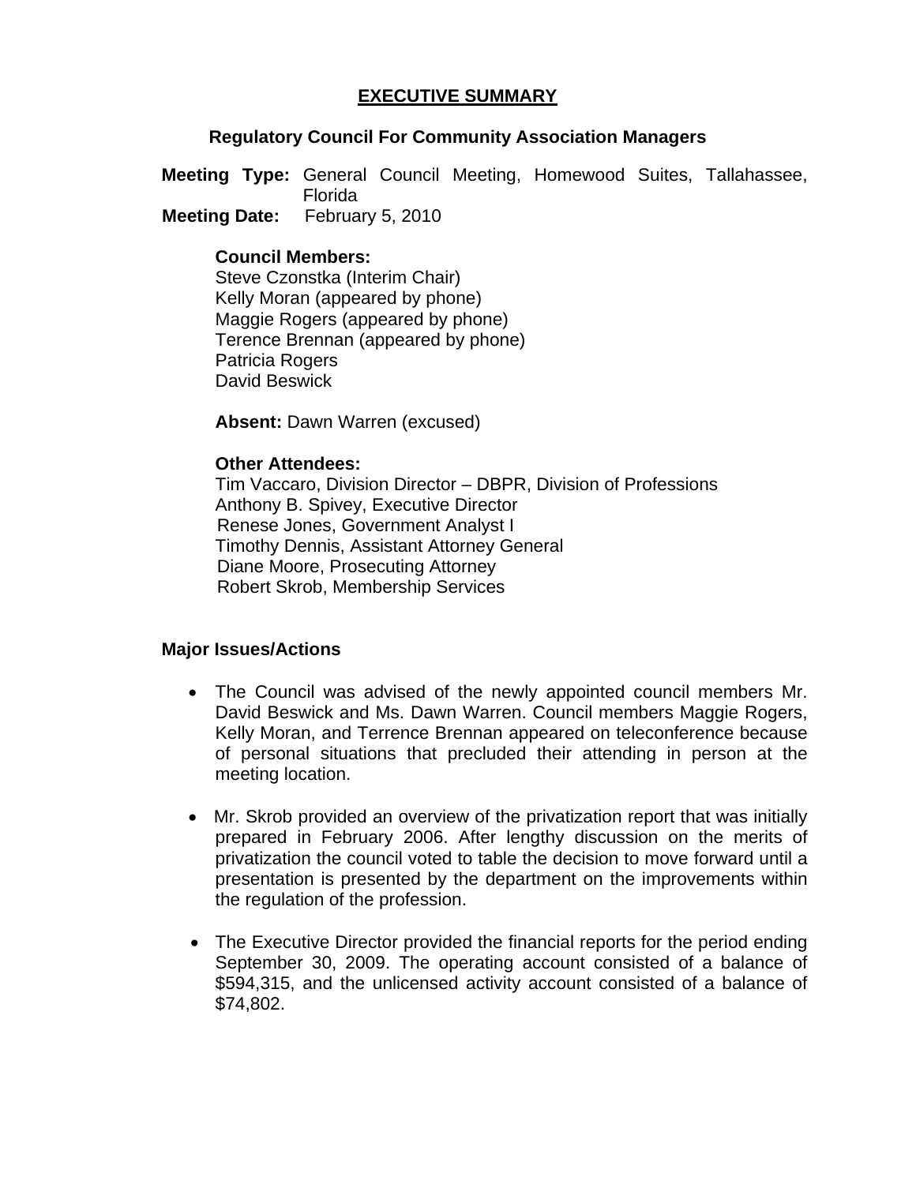# EXECUTIVE SUMMARY

## Regulatory Council For Community Association Managers

**Meeting Type:** General Council Meeting, Homewood Suites, Tallahassee, Florida
**Meeting Date:** February 5, 2010

**Council Members:**
Steve Czonstka (Interim Chair)
Kelly Moran (appeared by phone)
Maggie Rogers (appeared by phone)
Terence Brennan (appeared by phone)
Patricia Rogers
David Beswick

**Absent:** Dawn Warren (excused)

**Other Attendees:**
Tim Vaccaro, Division Director – DBPR, Division of Professions
Anthony B. Spivey, Executive Director
Renese Jones, Government Analyst I
Timothy Dennis, Assistant Attorney General
Diane Moore, Prosecuting Attorney
Robert Skrob, Membership Services

**Major Issues/Actions**

- The Council was advised of the newly appointed council members Mr. David Beswick and Ms. Dawn Warren. Council members Maggie Rogers, Kelly Moran, and Terrence Brennan appeared on teleconference because of personal situations that precluded their attending in person at the meeting location.
- Mr. Skrob provided an overview of the privatization report that was initially prepared in February 2006. After lengthy discussion on the merits of privatization the council voted to table the decision to move forward until a presentation is presented by the department on the improvements within the regulation of the profession.
- The Executive Director provided the financial reports for the period ending September 30, 2009. The operating account consisted of a balance of $594,315, and the unlicensed activity account consisted of a balance of $74,802.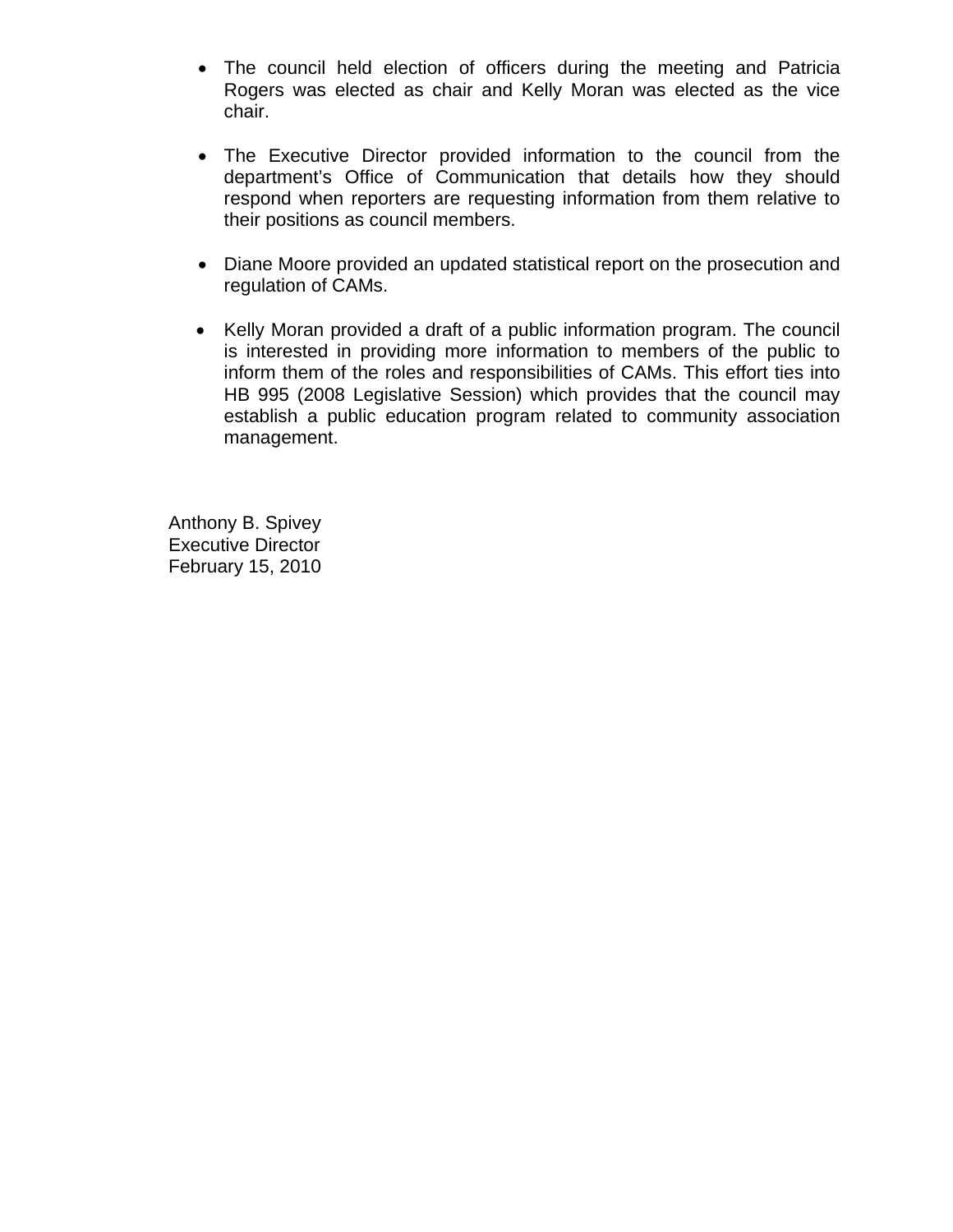- The council held election of officers during the meeting and Patricia Rogers was elected as chair and Kelly Moran was elected as the vice chair.

- The Executive Director provided information to the council from the department's Office of Communication that details how they should respond when reporters are requesting information from them relative to their positions as council members.

- Diane Moore provided an updated statistical report on the prosecution and regulation of CAMs.

- Kelly Moran provided a draft of a public information program. The council is interested in providing more information to members of the public to inform them of the roles and responsibilities of CAMs. This effort ties into HB 995 (2008 Legislative Session) which provides that the council may establish a public education program related to community association management.

Anthony B. Spivey
Executive Director
February 15, 2010